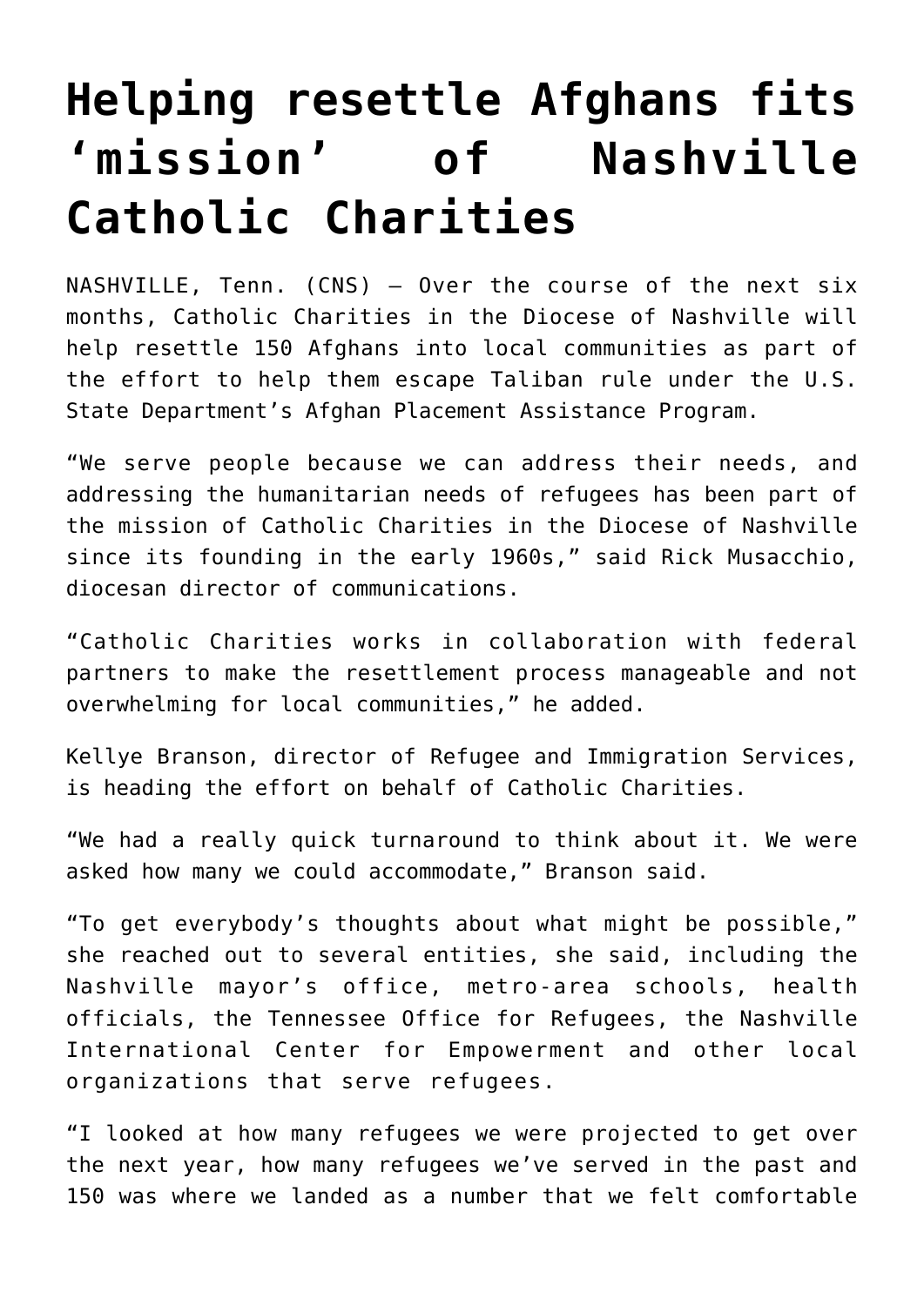# Helping resettle Afghans fits 'mission' of Nashville Catholic Charities

NASHVILLE, Tenn. (CNS) — Over the course of the next six months, Catholic Charities in the Diocese of Nashville will help resettle 150 Afghans into local communities as part of the effort to help them escape Taliban rule under the U.S. State Department's Afghan Placement Assistance Program.

"We serve people because we can address their needs, and addressing the humanitarian needs of refugees has been part of the mission of Catholic Charities in the Diocese of Nashville since its founding in the early 1960s," said Rick Musacchio, diocesan director of communications.

"Catholic Charities works in collaboration with federal partners to make the resettlement process manageable and not overwhelming for local communities," he added.

Kellye Branson, director of Refugee and Immigration Services, is heading the effort on behalf of Catholic Charities.

"We had a really quick turnaround to think about it. We were asked how many we could accommodate," Branson said.

"To get everybody's thoughts about what might be possible," she reached out to several entities, she said, including the Nashville mayor's office, metro-area schools, health officials, the Tennessee Office for Refugees, the Nashville International Center for Empowerment and other local organizations that serve refugees.

"I looked at how many refugees we were projected to get over the next year, how many refugees we've served in the past and 150 was where we landed as a number that we felt comfortable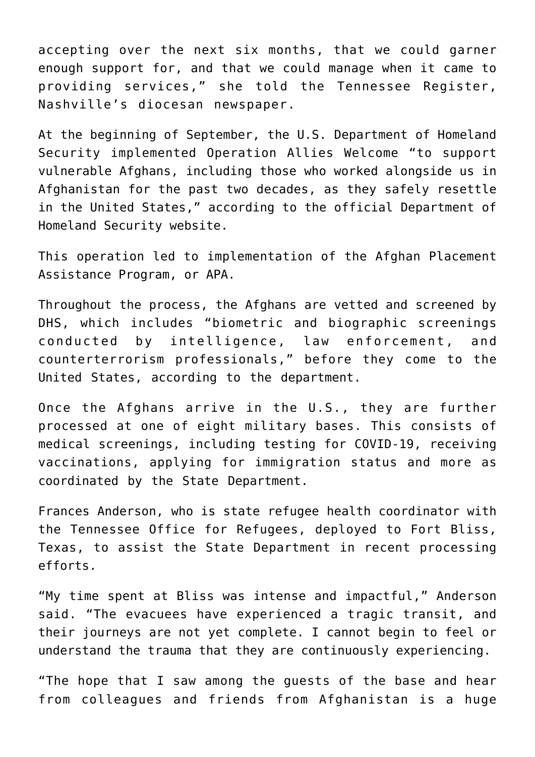accepting over the next six months, that we could garner enough support for, and that we could manage when it came to providing services," she told the Tennessee Register, Nashville's diocesan newspaper.

At the beginning of September, the U.S. Department of Homeland Security implemented Operation Allies Welcome "to support vulnerable Afghans, including those who worked alongside us in Afghanistan for the past two decades, as they safely resettle in the United States," according to the official Department of Homeland Security website.

This operation led to implementation of the Afghan Placement Assistance Program, or APA.

Throughout the process, the Afghans are vetted and screened by DHS, which includes "biometric and biographic screenings conducted by intelligence, law enforcement, and counterterrorism professionals," before they come to the United States, according to the department.

Once the Afghans arrive in the U.S., they are further processed at one of eight military bases. This consists of medical screenings, including testing for COVID-19, receiving vaccinations, applying for immigration status and more as coordinated by the State Department.

Frances Anderson, who is state refugee health coordinator with the Tennessee Office for Refugees, deployed to Fort Bliss, Texas, to assist the State Department in recent processing efforts.

"My time spent at Bliss was intense and impactful," Anderson said. "The evacuees have experienced a tragic transit, and their journeys are not yet complete. I cannot begin to feel or understand the trauma that they are continuously experiencing.

"The hope that I saw among the guests of the base and hear from colleagues and friends from Afghanistan is a huge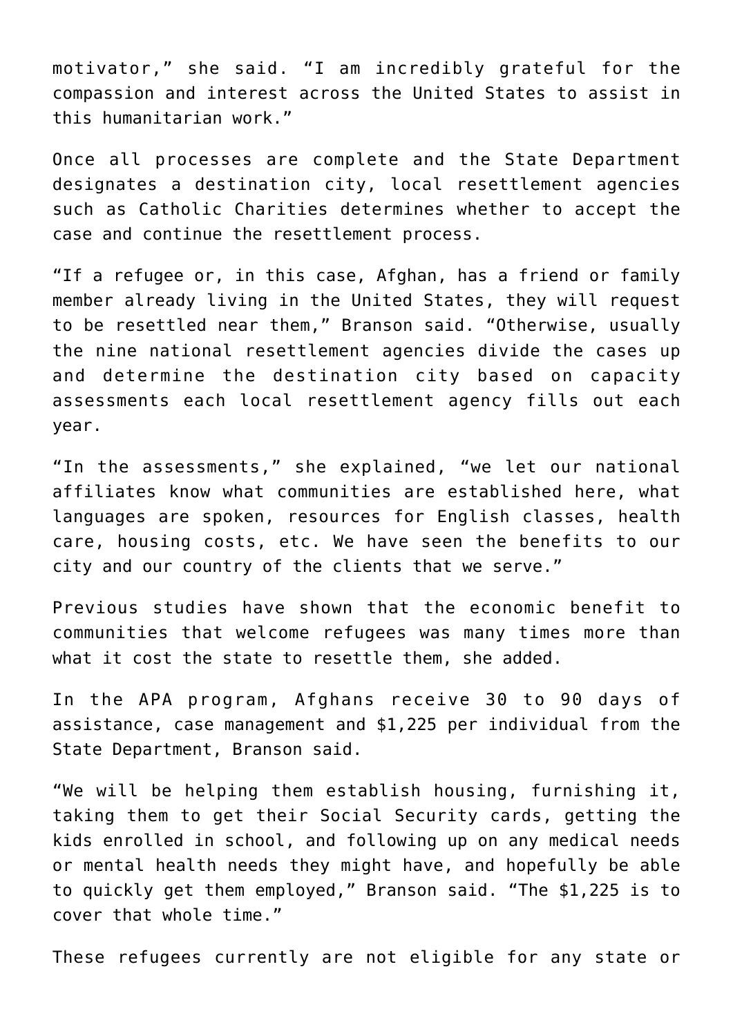motivator," she said. "I am incredibly grateful for the compassion and interest across the United States to assist in this humanitarian work."

Once all processes are complete and the State Department designates a destination city, local resettlement agencies such as Catholic Charities determines whether to accept the case and continue the resettlement process.

"If a refugee or, in this case, Afghan, has a friend or family member already living in the United States, they will request to be resettled near them," Branson said. "Otherwise, usually the nine national resettlement agencies divide the cases up and determine the destination city based on capacity assessments each local resettlement agency fills out each year.

"In the assessments," she explained, "we let our national affiliates know what communities are established here, what languages are spoken, resources for English classes, health care, housing costs, etc. We have seen the benefits to our city and our country of the clients that we serve."

Previous studies have shown that the economic benefit to communities that welcome refugees was many times more than what it cost the state to resettle them, she added.

In the APA program, Afghans receive 30 to 90 days of assistance, case management and $1,225 per individual from the State Department, Branson said.

"We will be helping them establish housing, furnishing it, taking them to get their Social Security cards, getting the kids enrolled in school, and following up on any medical needs or mental health needs they might have, and hopefully be able to quickly get them employed," Branson said. "The $1,225 is to cover that whole time."

These refugees currently are not eligible for any state or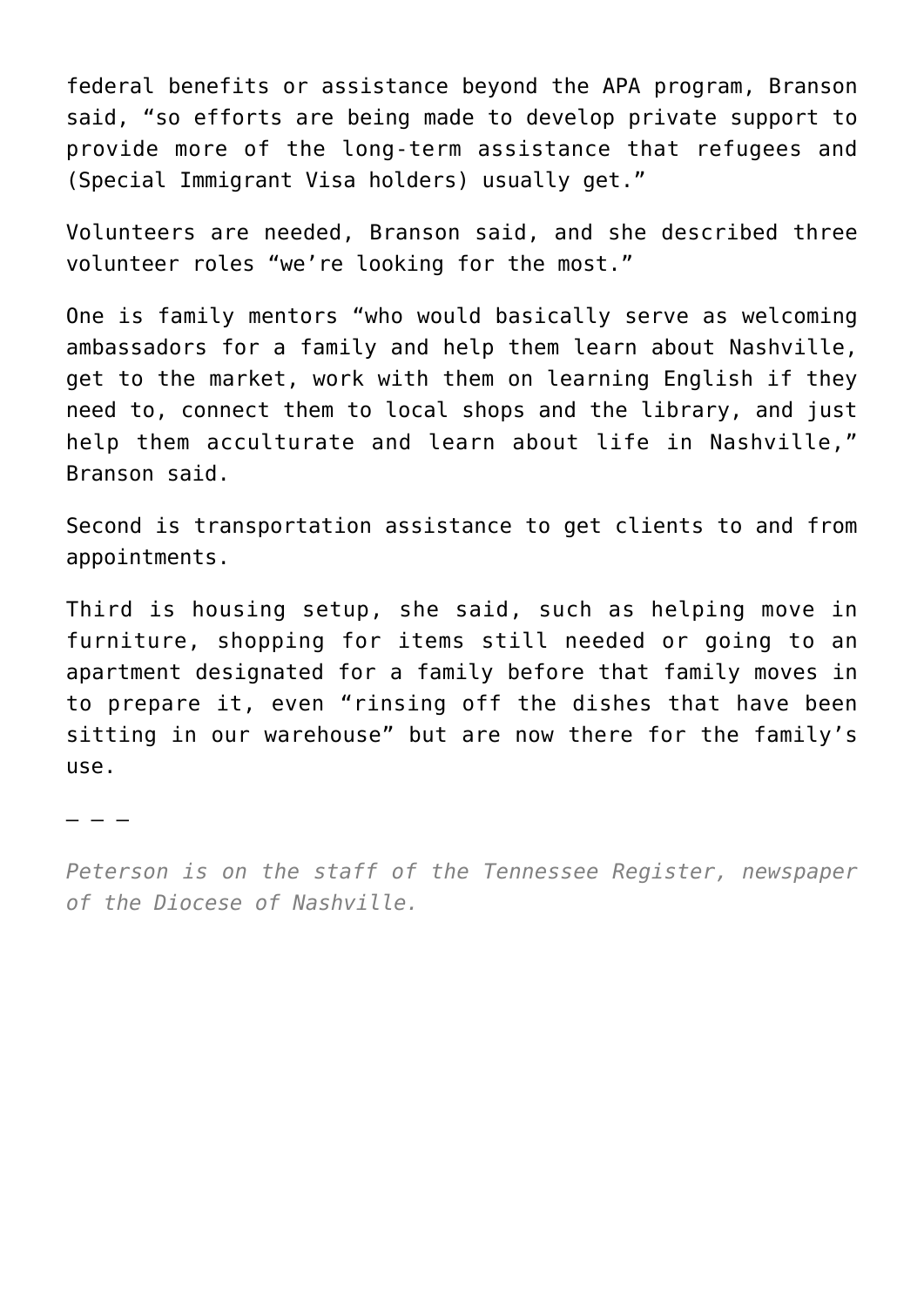federal benefits or assistance beyond the APA program, Branson said, “so efforts are being made to develop private support to provide more of the long-term assistance that refugees and (Special Immigrant Visa holders) usually get.”

Volunteers are needed, Branson said, and she described three volunteer roles “we’re looking for the most.”

One is family mentors “who would basically serve as welcoming ambassadors for a family and help them learn about Nashville, get to the market, work with them on learning English if they need to, connect them to local shops and the library, and just help them acculturate and learn about life in Nashville,” Branson said.

Second is transportation assistance to get clients to and from appointments.

Third is housing setup, she said, such as helping move in furniture, shopping for items still needed or going to an apartment designated for a family before that family moves in to prepare it, even “rinsing off the dishes that have been sitting in our warehouse” but are now there for the family’s use.

— — —

*Peterson is on the staff of the Tennessee Register, newspaper of the Diocese of Nashville.*